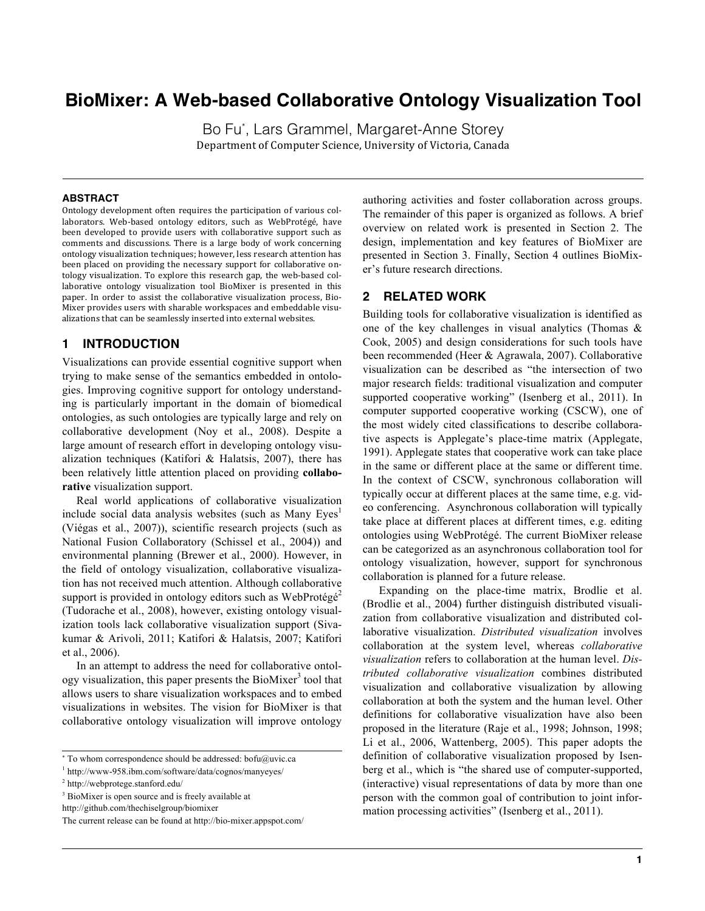# BioMixer: A Web-based Collaborative Ontology Visualization Tool

Bo Fu*, Lars Grammel, Margaret-Anne Storey

Department of Computer Science, University of Victoria, Canada

---

### ABSTRACT

Ontology development often requires the participation of various collaborators. Web-based ontology editors, such as WebProtégé, have been developed to provide users with collaborative support such as comments and discussions. There is a large body of work concerning ontology visualization techniques; however, less research attention has been placed on providing the necessary support for collaborative ontology visualization. To explore this research gap, the web-based collaborative ontology visualization tool BioMixer is presented in this paper. In order to assist the collaborative visualization process, BioMixer provides users with sharable workspaces and embeddable visualizations that can be seamlessly inserted into external websites.

## 1 INTRODUCTION

Visualizations can provide essential cognitive support when trying to make sense of the semantics embedded in ontologies. Improving cognitive support for ontology understanding is particularly important in the domain of biomedical ontologies, as such ontologies are typically large and rely on collaborative development (Noy et al., 2008). Despite a large amount of research effort in developing ontology visualization techniques (Katifori & Halatsis, 2007), there has been relatively little attention placed on providing **collaborative** visualization support.

Real world applications of collaborative visualization include social data analysis websites (such as Many Eyes[1] (Viégas et al., 2007)), scientific research projects (such as National Fusion Collaboratory (Schissel et al., 2004)) and environmental planning (Brewer et al., 2000). However, in the field of ontology visualization, collaborative visualization has not received much attention. Although collaborative support is provided in ontology editors such as WebProtégé[2] (Tudorache et al., 2008), however, existing ontology visualization tools lack collaborative visualization support (Sivakumar & Arivoli, 2011; Katifori & Halatsis, 2007; Katifori et al., 2006).

In an attempt to address the need for collaborative ontology visualization, this paper presents the BioMixer[3] tool that allows users to share visualization workspaces and to embed visualizations in websites. The vision for BioMixer is that collaborative ontology visualization will improve ontology authoring activities and foster collaboration across groups. The remainder of this paper is organized as follows. A brief overview on related work is presented in Section 2. The design, implementation and key features of BioMixer are presented in Section 3. Finally, Section 4 outlines BioMixer's future research directions.

## 2 RELATED WORK

Building tools for collaborative visualization is identified as one of the key challenges in visual analytics (Thomas & Cook, 2005) and design considerations for such tools have been recommended (Heer & Agrawala, 2007). Collaborative visualization can be described as "the intersection of two major research fields: traditional visualization and computer supported cooperative working" (Isenberg et al., 2011). In computer supported cooperative working (CSCW), one of the most widely cited classifications to describe collaborative aspects is Applegate's place-time matrix (Applegate, 1991). Applegate states that cooperative work can take place in the same or different place at the same or different time. In the context of CSCW, synchronous collaboration will typically occur at different places at the same time, e.g. video conferencing. Asynchronous collaboration will typically take place at different places at different times, e.g. editing ontologies using WebProtégé. The current BioMixer release can be categorized as an asynchronous collaboration tool for ontology visualization, however, support for synchronous collaboration is planned for a future release.

Expanding on the place-time matrix, Brodlie et al. (Brodlie et al., 2004) further distinguish distributed visualization from collaborative visualization and distributed collaborative visualization. *Distributed visualization* involves collaboration at the system level, whereas *collaborative visualization* refers to collaboration at the human level. *Distributed collaborative visualization* combines distributed visualization and collaborative visualization by allowing collaboration at both the system and the human level. Other definitions for collaborative visualization have also been proposed in the literature (Raje et al., 1998; Johnson, 1998; Li et al., 2006, Wattenberg, 2005). This paper adopts the definition of collaborative visualization proposed by Isenberg et al., which is "the shared use of computer-supported, (interactive) visual representations of data by more than one person with the common goal of contribution to joint information processing activities" (Isenberg et al., 2011).

---

* To whom correspondence should be addressed: bofu@uvic.ca

[1] http://www-958.ibm.com/software/data/cognos/manyeyes/

[2] http://webprotege.stanford.edu/

[3] BioMixer is open source and is freely available at http://github.com/thechiselgroup/biomixer

The current release can be found at http://bio-mixer.appspot.com/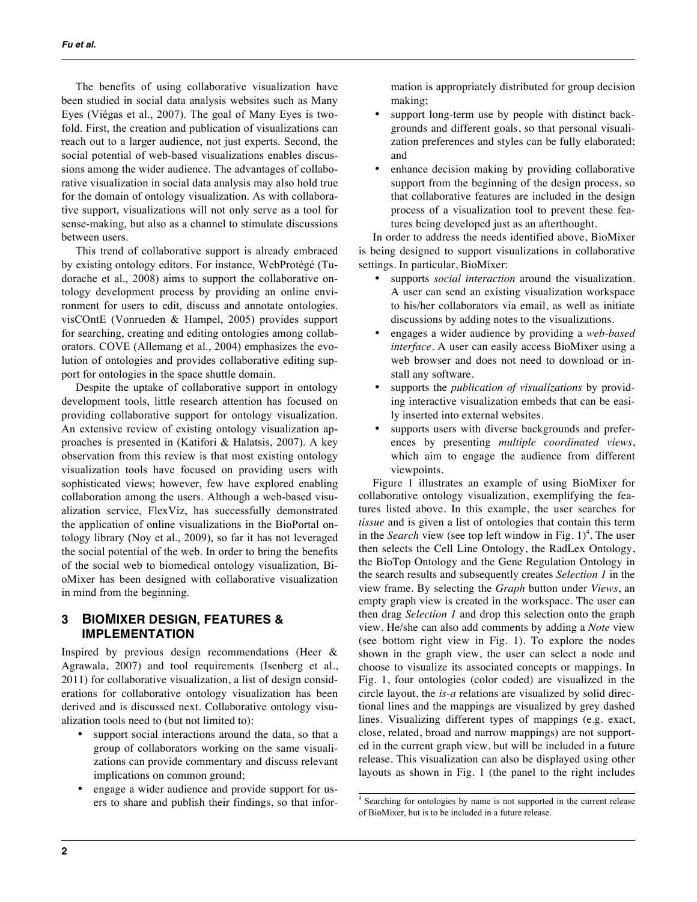The benefits of using collaborative visualization have been studied in social data analysis websites such as Many Eyes (Viégas et al., 2007). The goal of Many Eyes is twofold. First, the creation and publication of visualizations can reach out to a larger audience, not just experts. Second, the social potential of web-based visualizations enables discussions among the wider audience. The advantages of collaborative visualization in social data analysis may also hold true for the domain of ontology visualization. As with collaborative support, visualizations will not only serve as a tool for sense-making, but also as a channel to stimulate discussions between users.

This trend of collaborative support is already embraced by existing ontology editors. For instance, WebProtégé (Tudorache et al., 2008) aims to support the collaborative ontology development process by providing an online environment for users to edit, discuss and annotate ontologies. visCOntE (Vonrueden & Hampel, 2005) provides support for searching, creating and editing ontologies among collaborators. COVE (Allemang et al., 2004) emphasizes the evolution of ontologies and provides collaborative editing support for ontologies in the space shuttle domain.

Despite the uptake of collaborative support in ontology development tools, little research attention has focused on providing collaborative support for ontology visualization. An extensive review of existing ontology visualization approaches is presented in (Katifori & Halatsis, 2007). A key observation from this review is that most existing ontology visualization tools have focused on providing users with sophisticated views; however, few have explored enabling collaboration among the users. Although a web-based visualization service, FlexViz, has successfully demonstrated the application of online visualizations in the BioPortal ontology library (Noy et al., 2009), so far it has not leveraged the social potential of the web. In order to bring the benefits of the social web to biomedical ontology visualization, BioMixer has been designed with collaborative visualization in mind from the beginning.

## 3 BIOMIXER DESIGN, FEATURES & IMPLEMENTATION

Inspired by previous design recommendations (Heer & Agrawala, 2007) and tool requirements (Isenberg et al., 2011) for collaborative visualization, a list of design considerations for collaborative ontology visualization has been derived and is discussed next. Collaborative ontology visualization tools need to (but not limited to):

- support social interactions around the data, so that a group of collaborators working on the same visualizations can provide commentary and discuss relevant implications on common ground;
- engage a wider audience and provide support for users to share and publish their findings, so that information is appropriately distributed for group decision making;
- support long-term use by people with distinct backgrounds and different goals, so that personal visualization preferences and styles can be fully elaborated; and
- enhance decision making by providing collaborative support from the beginning of the design process, so that collaborative features are included in the design process of a visualization tool to prevent these features being developed just as an afterthought.

In order to address the needs identified above, BioMixer is being designed to support visualizations in collaborative settings. In particular, BioMixer:

- supports *social interaction* around the visualization. A user can send an existing visualization workspace to his/her collaborators via email, as well as initiate discussions by adding notes to the visualizations.
- engages a wider audience by providing a *web-based interface*. A user can easily access BioMixer using a web browser and does not need to download or install any software.
- supports the *publication of visualizations* by providing interactive visualization embeds that can be easily inserted into external websites.
- supports users with diverse backgrounds and preferences by presenting *multiple coordinated views*, which aim to engage the audience from different viewpoints.

Figure 1 illustrates an example of using BioMixer for collaborative ontology visualization, exemplifying the features listed above. In this example, the user searches for *tissue* and is given a list of ontologies that contain this term in the *Search* view (see top left window in Fig. 1)[4]. The user then selects the Cell Line Ontology, the RadLex Ontology, the BioTop Ontology and the Gene Regulation Ontology in the search results and subsequently creates *Selection 1* in the view frame. By selecting the *Graph* button under *Views*, an empty graph view is created in the workspace. The user can then drag *Selection 1* and drop this selection onto the graph view. He/she can also add comments by adding a *Note* view (see bottom right view in Fig. 1). To explore the nodes shown in the graph view, the user can select a node and choose to visualize its associated concepts or mappings. In Fig. 1, four ontologies (color coded) are visualized in the circle layout, the *is-a* relations are visualized by solid directional lines and the mappings are visualized by grey dashed lines. Visualizing different types of mappings (e.g. exact, close, related, broad and narrow mappings) are not supported in the current graph view, but will be included in a future release. This visualization can also be displayed using other layouts as shown in Fig. 1 (the panel to the right includes

[4] Searching for ontologies by name is not supported in the current release of BioMixer, but is to be included in a future release.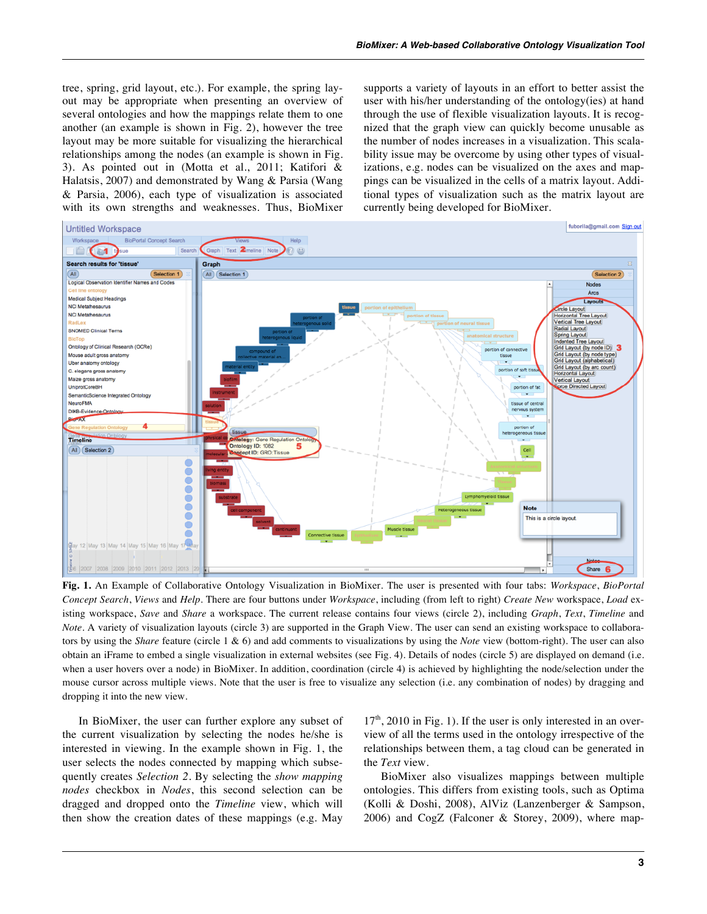tree, spring, grid layout, etc.). For example, the spring layout may be appropriate when presenting an overview of several ontologies and how the mappings relate them to one another (an example is shown in Fig. 2), however the tree layout may be more suitable for visualizing the hierarchical relationships among the nodes (an example is shown in Fig. 3). As pointed out in (Motta et al., 2011; Katifori & Halatsis, 2007) and demonstrated by Wang & Parsia (Wang & Parsia, 2006), each type of visualization is associated with its own strengths and weaknesses. Thus, BioMixer supports a variety of layouts in an effort to better assist the user with his/her understanding of the ontology(ies) at hand through the use of flexible visualization layouts. It is recognized that the graph view can quickly become unusable as the number of nodes increases in a visualization. This scalability issue may be overcome by using other types of visualizations, e.g. nodes can be visualized on the axes and mappings can be visualized in the cells of a matrix layout. Additional types of visualization such as the matrix layout are currently being developed for BioMixer.

**Fig. 1.** An Example of Collaborative Ontology Visualization in BioMixer. The user is presented with four tabs: *Workspace*, *BioPortal Concept Search*, *Views* and *Help*. There are four buttons under *Workspace*, including (from left to right) *Create New* workspace, *Load* existing workspace, *Save* and *Share* a workspace. The current release contains four views (circle 2), including *Graph*, *Text*, *Timeline* and *Note*. A variety of visualization layouts (circle 3) are supported in the Graph View. The user can send an existing workspace to collaborators by using the *Share* feature (circle 1 & 6) and add comments to visualizations by using the *Note* view (bottom-right). The user can also obtain an iFrame to embed a single visualization in external websites (see Fig. 4). Details of nodes (circle 5) are displayed on demand (i.e. when a user hovers over a node) in BioMixer. In addition, coordination (circle 4) is achieved by highlighting the node/selection under the mouse cursor across multiple views. Note that the user is free to visualize any selection (i.e. any combination of nodes) by dragging and dropping it into the new view.

In BioMixer, the user can further explore any subset of the current visualization by selecting the nodes he/she is interested in viewing. In the example shown in Fig. 1, the user selects the nodes connected by mapping which subsequently creates *Selection 2*. By selecting the *show mapping nodes* checkbox in *Nodes*, this second selection can be dragged and dropped onto the *Timeline* view, which will then show the creation dates of these mappings (e.g. May 17th, 2010 in Fig. 1). If the user is only interested in an overview of all the terms used in the ontology irrespective of the relationships between them, a tag cloud can be generated in the *Text* view.

BioMixer also visualizes mappings between multiple ontologies. This differs from existing tools, such as Optima (Kolli & Doshi, 2008), AlViz (Lanzenberger & Sampson, 2006) and CogZ (Falconer & Storey, 2009), where map-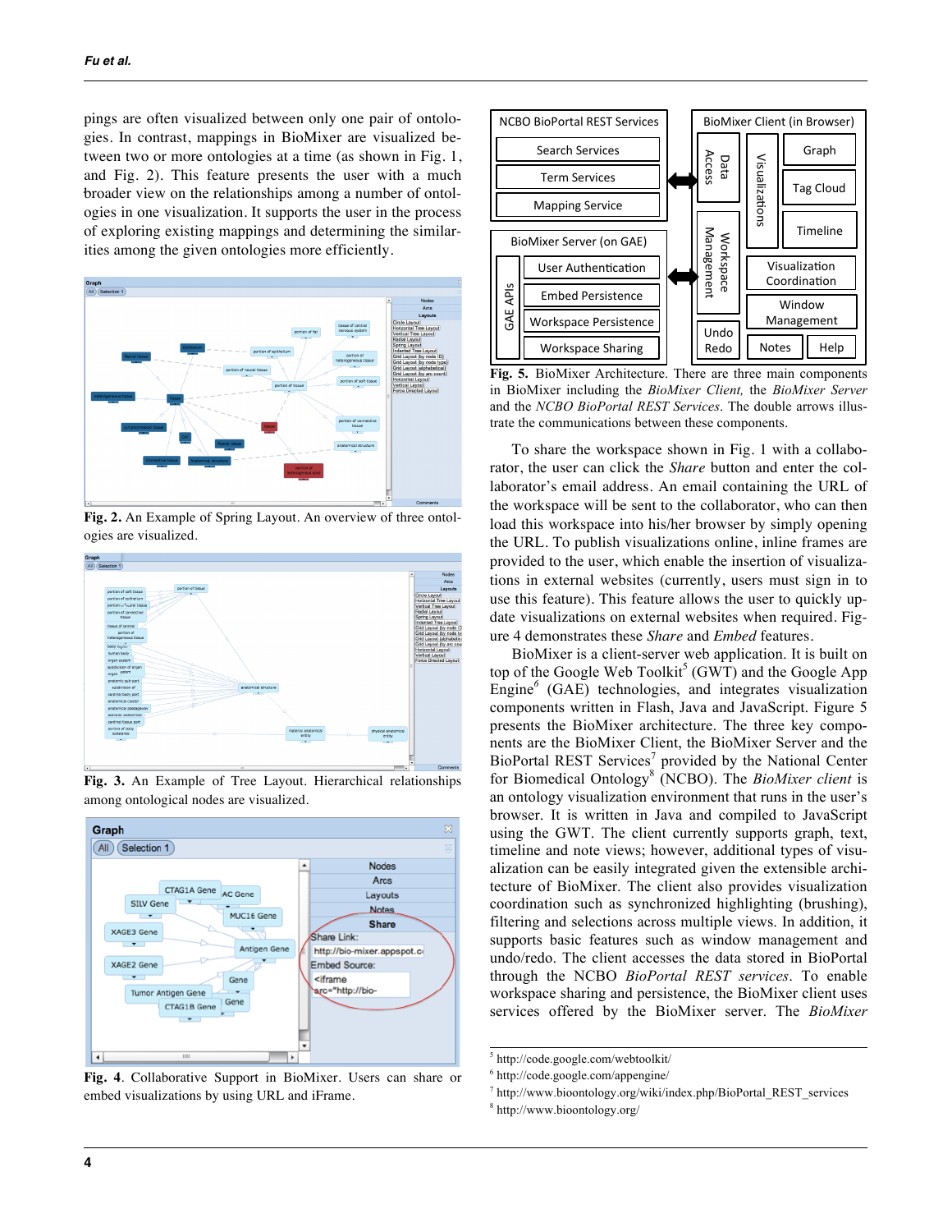pings are often visualized between only one pair of ontologies. In contrast, mappings in BioMixer are visualized between two or more ontologies at a time (as shown in Fig. 1, and Fig. 2). This feature presents the user with a much broader view on the relationships among a number of ontologies in one visualization. It supports the user in the process of exploring existing mappings and determining the similarities among the given ontologies more efficiently.

**Fig. 2.** An Example of Spring Layout. An overview of three ontologies are visualized.

**Fig. 3.** An Example of Tree Layout. Hierarchical relationships among ontological nodes are visualized.

**Fig. 4**. Collaborative Support in BioMixer. Users can share or embed visualizations by using URL and iFrame.

**Fig. 5.** BioMixer Architecture. There are three main components in BioMixer including the *BioMixer Client,* the *BioMixer Server* and the *NCBO BioPortal REST Services*. The double arrows illustrate the communications between these components.

To share the workspace shown in Fig. 1 with a collaborator, the user can click the *Share* button and enter the collaborator's email address. An email containing the URL of the workspace will be sent to the collaborator, who can then load this workspace into his/her browser by simply opening the URL. To publish visualizations online, inline frames are provided to the user, which enable the insertion of visualizations in external websites (currently, users must sign in to use this feature). This feature allows the user to quickly update visualizations on external websites when required. Figure 4 demonstrates these *Share* and *Embed* features.

BioMixer is a client-server web application. It is built on top of the Google Web Toolkit[5] (GWT) and the Google App Engine[6] (GAE) technologies, and integrates visualization components written in Flash, Java and JavaScript. Figure 5 presents the BioMixer architecture. The three key components are the BioMixer Client, the BioMixer Server and the BioPortal REST Services[7] provided by the National Center for Biomedical Ontology[8] (NCBO). The *BioMixer client* is an ontology visualization environment that runs in the user's browser. It is written in Java and compiled to JavaScript using the GWT. The client currently supports graph, text, timeline and note views; however, additional types of visualization can be easily integrated given the extensible architecture of BioMixer. The client also provides visualization coordination such as synchronized highlighting (brushing), filtering and selections across multiple views. In addition, it supports basic features such as window management and undo/redo. The client accesses the data stored in BioPortal through the NCBO *BioPortal REST services*. To enable workspace sharing and persistence, the BioMixer client uses services offered by the BioMixer server. The *BioMixer*

---

[5] http://code.google.com/webtoolkit/

[6] http://code.google.com/appengine/

[7] http://www.bioontology.org/wiki/index.php/BioPortal_REST_services

[8] http://www.bioontology.org/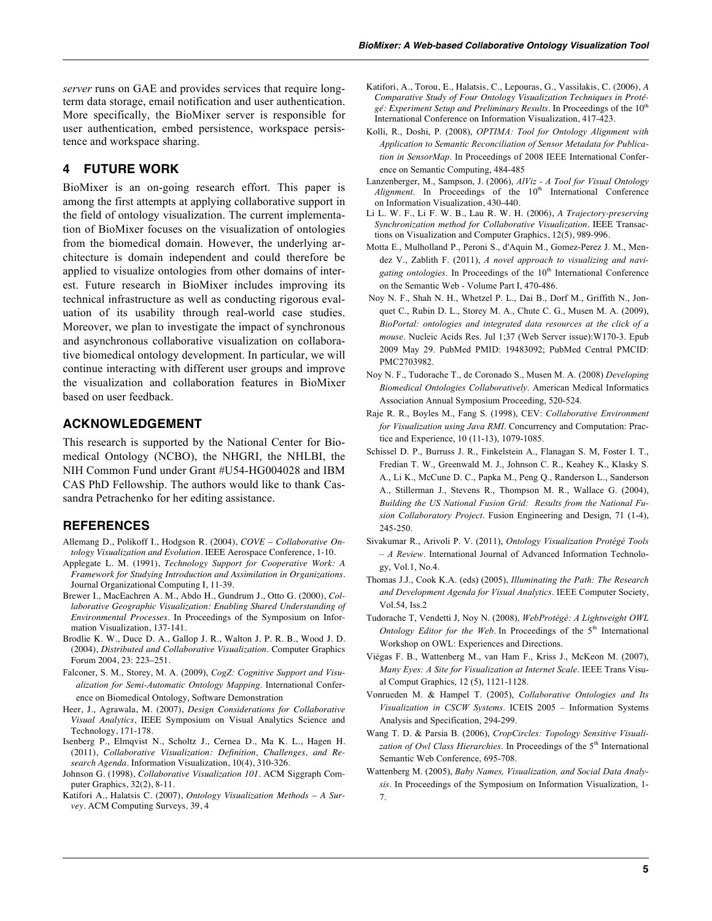*server* runs on GAE and provides services that require long-term data storage, email notification and user authentication. More specifically, the BioMixer server is responsible for user authentication, embed persistence, workspace persistence and workspace sharing.

## 4 FUTURE WORK

BioMixer is an on-going research effort. This paper is among the first attempts at applying collaborative support in the field of ontology visualization. The current implementation of BioMixer focuses on the visualization of ontologies from the biomedical domain. However, the underlying architecture is domain independent and could therefore be applied to visualize ontologies from other domains of interest. Future research in BioMixer includes improving its technical infrastructure as well as conducting rigorous evaluation of its usability through real-world case studies. Moreover, we plan to investigate the impact of synchronous and asynchronous collaborative visualization on collaborative biomedical ontology development. In particular, we will continue interacting with different user groups and improve the visualization and collaboration features in BioMixer based on user feedback.

## ACKNOWLEDGEMENT

This research is supported by the National Center for Biomedical Ontology (NCBO), the NHGRI, the NHLBI, the NIH Common Fund under Grant #U54-HG004028 and IBM CAS PhD Fellowship. The authors would like to thank Cassandra Petrachenko for her editing assistance.

## REFERENCES

Allemang D., Polikoff I., Hodgson R. (2004), *COVE – Collaborative Ontology Visualization and Evolution*. IEEE Aerospace Conference, 1-10.

Applegate L. M. (1991), *Technology Support for Cooperative Work: A Framework for Studying Introduction and Assimilation in Organizations*. Journal Organizational Computing I, 11-39.

Brewer I., MacEachren A. M., Abdo H., Gundrum J., Otto G. (2000), *Collaborative Geographic Visualization: Enabling Shared Understanding of Environmental Processes*. In Proceedings of the Symposium on Information Visualization, 137-141.

Brodlie K. W., Duce D. A., Gallop J. R., Walton J. P. R. B., Wood J. D. (2004), *Distributed and Collaborative Visualization*. Computer Graphics Forum 2004, 23: 223–251.

Falconer, S. M., Storey, M. A. (2009), *CogZ: Cognitive Support and Visualization for Semi-Automatic Ontology Mapping.* International Conference on Biomedical Ontology, Software Demonstration

Heer, J., Agrawala, M. (2007), *Design Considerations for Collaborative Visual Analytics*, IEEE Symposium on Visual Analytics Science and Technology, 171-178.

Isenberg P., Elmqvist N., Scholtz J., Cernea D., Ma K. L., Hagen H. (2011), *Collaborative Visualization: Definition, Challenges, and Research Agenda*. Information Visualization, 10(4), 310-326.

Johnson G. (1998), *Collaborative Visualization 101*. ACM Siggraph Computer Graphics, 32(2), 8-11.

Katifori A., Halatsis C. (2007), *Ontology Visualization Methods – A Survey*. ACM Computing Surveys, 39, 4

Katifori, A., Torou, E., Halatsis, C., Lepouras, G., Vassilakis, C. (2006), *A Comparative Study of Four Ontology Visualization Techniques in Protégé: Experiment Setup and Preliminary Results*. In Proceedings of the 10th International Conference on Information Visualization, 417-423.

Kolli, R., Doshi, P. (2008), *OPTIMA: Tool for Ontology Alignment with Application to Semantic Reconciliation of Sensor Metadata for Publication in SensorMap.* In Proceedings of 2008 IEEE International Conference on Semantic Computing, 484-485

Lanzenberger, M., Sampson, J. (2006), *AlViz - A Tool for Visual Ontology Alignment*. In Proceedings of the 10th International Conference on Information Visualization, 430-440.

Li L. W. F., Li F. W. B., Lau R. W. H. (2006), *A Trajectory-preserving Synchronization method for Collaborative Visualization*. IEEE Transactions on Visualization and Computer Graphics, 12(5), 989-996.

Motta E., Mulholland P., Peroni S., d'Aquin M., Gomez-Perez J. M., Mendez V., Zablith F. (2011), *A novel approach to visualizing and navigating ontologies.* In Proceedings of the 10th International Conference on the Semantic Web - Volume Part I, 470-486.

Noy N. F., Shah N. H., Whetzel P. L., Dai B., Dorf M., Griffith N., Jonquet C., Rubin D. L., Storey M. A., Chute C. G., Musen M. A. (2009), *BioPortal: ontologies and integrated data resources at the click of a mouse*. Nucleic Acids Res. Jul 1;37 (Web Server issue):W170-3. Epub 2009 May 29. PubMed PMID: 19483092; PubMed Central PMCID: PMC2703982.

Noy N. F., Tudorache T., de Coronado S., Musen M. A. (2008) *Developing Biomedical Ontologies Collaboratively*. American Medical Informatics Association Annual Symposium Proceeding, 520-524.

Raje R. R., Boyles M., Fang S. (1998), CEV: *Collaborative Environment for Visualization using Java RMI*. Concurrency and Computation: Practice and Experience, 10 (11-13), 1079-1085.

Schissel D. P., Burruss J. R., Finkelstein A., Flanagan S. M, Foster I. T., Fredian T. W., Greenwald M. J., Johnson C. R., Keahey K., Klasky S. A., Li K., McCune D. C., Papka M., Peng Q., Randerson L., Sanderson A., Stillerman J., Stevens R., Thompson M. R., Wallace G. (2004), *Building the US National Fusion Grid: Results from the National Fusion Collaboratory Project*. Fusion Engineering and Design, 71 (1-4), 245-250.

Sivakumar R., Arivoli P. V. (2011), *Ontology Visualization Protégé Tools – A Review*. International Journal of Advanced Information Technology, Vol.1, No.4.

Thomas J.J., Cook K.A. (eds) (2005), *Illuminating the Path: The Research and Development Agenda for Visual Analytics*. IEEE Computer Society, Vol.54, Iss.2

Tudorache T, Vendetti J, Noy N. (2008), *WebProtégé: A Lightweight OWL Ontology Editor for the Web*. In Proceedings of the 5th International Workshop on OWL: Experiences and Directions.

Viégas F. B., Wattenberg M., van Ham F., Kriss J., McKeon M. (2007), *Many Eyes: A Site for Visualization at Internet Scale*. IEEE Trans Visual Comput Graphics, 12 (5), 1121-1128.

Vonrueden M. & Hampel T. (2005), *Collaborative Ontologies and Its Visualization in CSCW Systems*. ICEIS 2005 – Information Systems Analysis and Specification, 294-299.

Wang T. D. & Parsia B. (2006), *CropCircles: Topology Sensitive Visualization of Owl Class Hierarchies*. In Proceedings of the 5th International Semantic Web Conference, 695-708.

Wattenberg M. (2005), *Baby Names, Visualization, and Social Data Analysis*. In Proceedings of the Symposium on Information Visualization, 1-7.